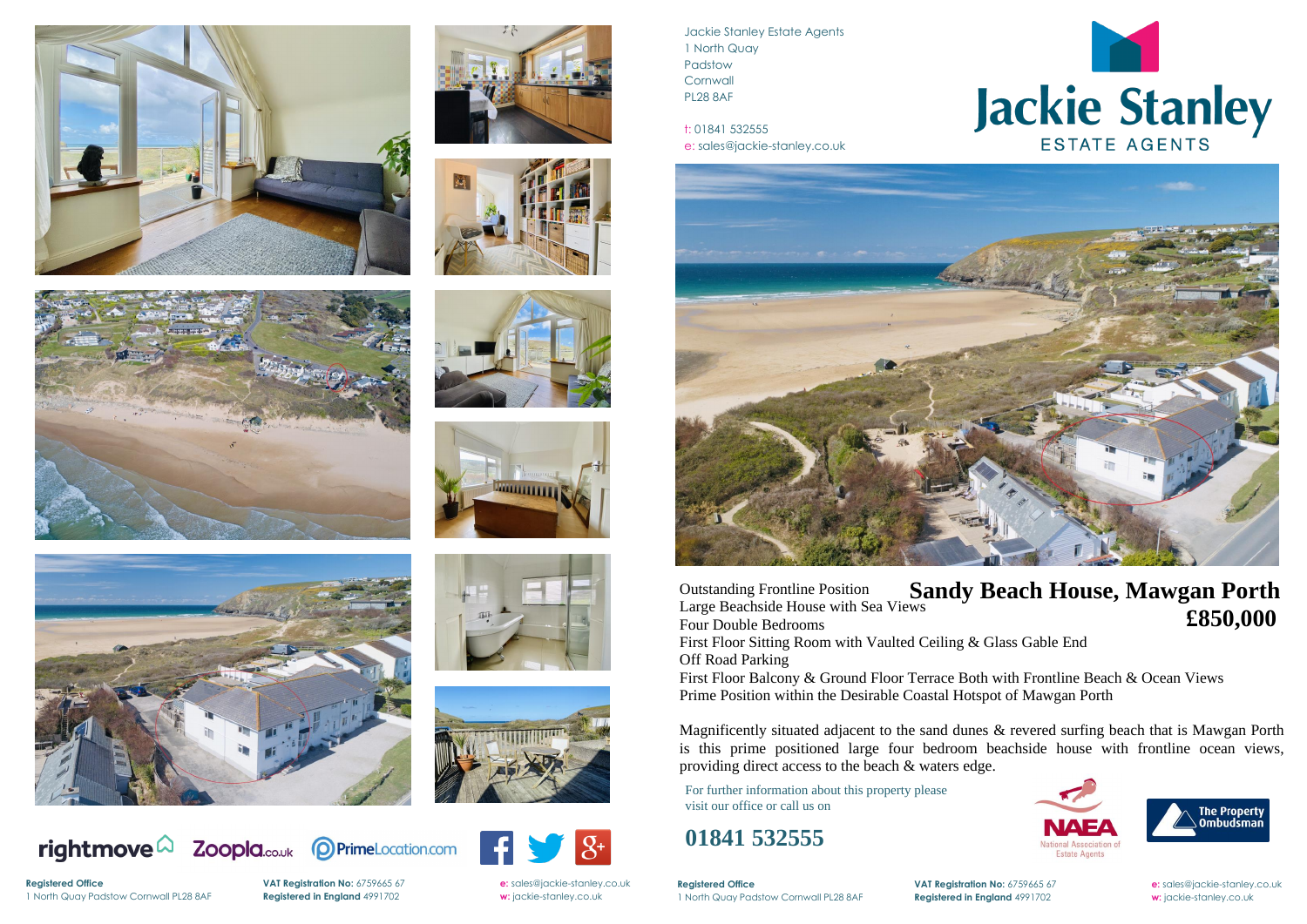Jackie Stanley Estate Agents
1 North Quay
Padstow
Cornwall
PL28 8AF

t: 01841 532555
e: sales@jackie-stanley.co.uk

Jackie Stanley
ESTATE AGENTS

# Sandy Beach House, Mawgan Porth

## £850,000

Outstanding Frontline Position
Large Beachside House with Sea Views
Four Double Bedrooms
First Floor Sitting Room with Vaulted Ceiling & Glass Gable End
Off Road Parking
First Floor Balcony & Ground Floor Terrace Both with Frontline Beach & Ocean Views
Prime Position within the Desirable Coastal Hotspot of Mawgan Porth

Magnificently situated adjacent to the sand dunes & revered surfing beach that is Mawgan Porth is this prime positioned large four bedroom beachside house with frontline ocean views, providing direct access to the beach & waters edge.

For further information about this property please visit our office or call us on

**01841 532555**

rightmove Zoopla.co.uk PrimeLocation.com

NAEA National Association of Estate Agents

The Property Ombudsman

**Registered Office**
1 North Quay Padstow Cornwall PL28 8AF

**VAT Registration No:** 6759665 67
**Registered in England** 4991702

**e:** sales@jackie-stanley.co.uk
**w:** jackie-stanley.co.uk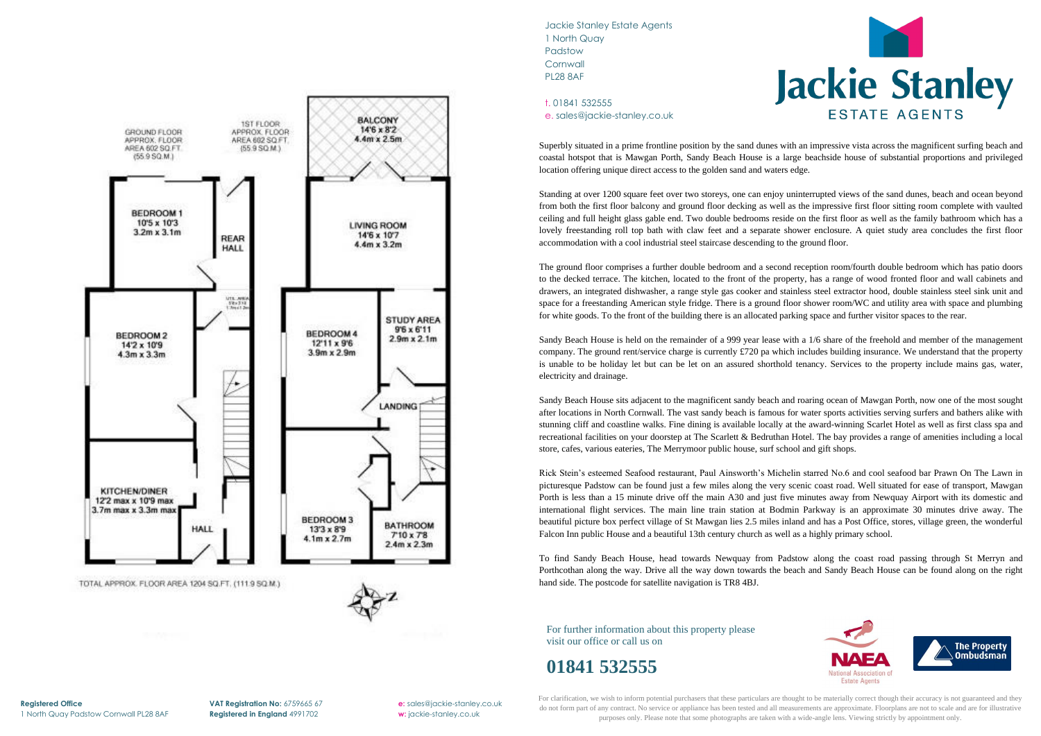GROUND FLOOR
APPROX. FLOOR
AREA 602 SQ.FT.
(55.9 SQ.M.)

1ST FLOOR
APPROX. FLOOR
AREA 602 SQ.FT.
(55.9 SQ.M.)

BEDROOM 1
10'5 x 10'3
3.2m x 3.1m

REAR HALL

BEDROOM 2
14'2 x 10'9
4.3m x 3.3m

KITCHEN/DINER
12'2 max x 10'9 max
3.7m max x 3.3m max

HALL

BALCONY
14'6 x 8'2
4.4m x 2.5m

LIVING ROOM
14'6 x 10'7
4.4m x 3.2m

BEDROOM 4
12'11 x 9'6
3.9m x 2.9m

STUDY AREA
9'6 x 6'11
2.9m x 2.1m

LANDING

BEDROOM 3
13'3 x 8'9
4.1m x 2.7m

BATHROOM
7'10 x 7'8
2.4m x 2.3m

TOTAL APPROX. FLOOR AREA 1204 SQ.FT. (111.9 SQ.M.)

Jackie Stanley Estate Agents
1 North Quay
Padstow
Cornwall
PL28 8AF

t. 01841 532555
e. sales@jackie-stanley.co.uk

# Jackie Stanley
ESTATE AGENTS

Superbly situated in a prime frontline position by the sand dunes with an impressive vista across the magnificent surfing beach and coastal hotspot that is Mawgan Porth, Sandy Beach House is a large beachside house of substantial proportions and privileged location offering unique direct access to the golden sand and waters edge.

Standing at over 1200 square feet over two storeys, one can enjoy uninterrupted views of the sand dunes, beach and ocean beyond from both the first floor balcony and ground floor decking as well as the impressive first floor sitting room complete with vaulted ceiling and full height glass gable end. Two double bedrooms reside on the first floor as well as the family bathroom which has a lovely freestanding roll top bath with claw feet and a separate shower enclosure. A quiet study area concludes the first floor accommodation with a cool industrial steel staircase descending to the ground floor.

The ground floor comprises a further double bedroom and a second reception room/fourth double bedroom which has patio doors to the decked terrace. The kitchen, located to the front of the property, has a range of wood fronted floor and wall cabinets and drawers, an integrated dishwasher, a range style gas cooker and stainless steel extractor hood, double stainless steel sink unit and space for a freestanding American style fridge. There is a ground floor shower room/WC and utility area with space and plumbing for white goods. To the front of the building there is an allocated parking space and further visitor spaces to the rear.

Sandy Beach House is held on the remainder of a 999 year lease with a 1/6 share of the freehold and member of the management company. The ground rent/service charge is currently £720 pa which includes building insurance. We understand that the property is unable to be holiday let but can be let on an assured shorthold tenancy. Services to the property include mains gas, water, electricity and drainage.

Sandy Beach House sits adjacent to the magnificent sandy beach and roaring ocean of Mawgan Porth, now one of the most sought after locations in North Cornwall. The vast sandy beach is famous for water sports activities serving surfers and bathers alike with stunning cliff and coastline walks. Fine dining is available locally at the award-winning Scarlet Hotel as well as first class spa and recreational facilities on your doorstep at The Scarlett & Bedruthan Hotel. The bay provides a range of amenities including a local store, cafes, various eateries, The Merrymoor public house, surf school and gift shops.

Rick Stein's esteemed Seafood restaurant, Paul Ainsworth's Michelin starred No.6 and cool seafood bar Prawn On The Lawn in picturesque Padstow can be found just a few miles along the very scenic coast road. Well situated for ease of transport, Mawgan Porth is less than a 15 minute drive off the main A30 and just five minutes away from Newquay Airport with its domestic and international flight services. The main line train station at Bodmin Parkway is an approximate 30 minutes drive away. The beautiful picture box perfect village of St Mawgan lies 2.5 miles inland and has a Post Office, stores, village green, the wonderful Falcon Inn public House and a beautiful 13th century church as well as a highly primary school.

To find Sandy Beach House, head towards Newquay from Padstow along the coast road passing through St Merryn and Porthcothan along the way. Drive all the way down towards the beach and Sandy Beach House can be found along on the right hand side. The postcode for satellite navigation is TR8 4BJ.

For further information about this property please visit our office or call us on

**01841 532555**

NAEA National Association of Estate Agents

The Property Ombudsman

**Registered Office**
1 North Quay Padstow Cornwall PL28 8AF

**VAT Registration No:** 6759665 67
**Registered in England** 4991702

**e:** sales@jackie-stanley.co.uk
**w:** jackie-stanley.co.uk

For clarification, we wish to inform potential purchasers that these particulars are thought to be materially correct though their accuracy is not guaranteed and they do not form part of any contract. No service or appliance has been tested and all measurements are approximate. Floorplans are not to scale and are for illustrative purposes only. Please note that some photographs are taken with a wide-angle lens. Viewing strictly by appointment only.